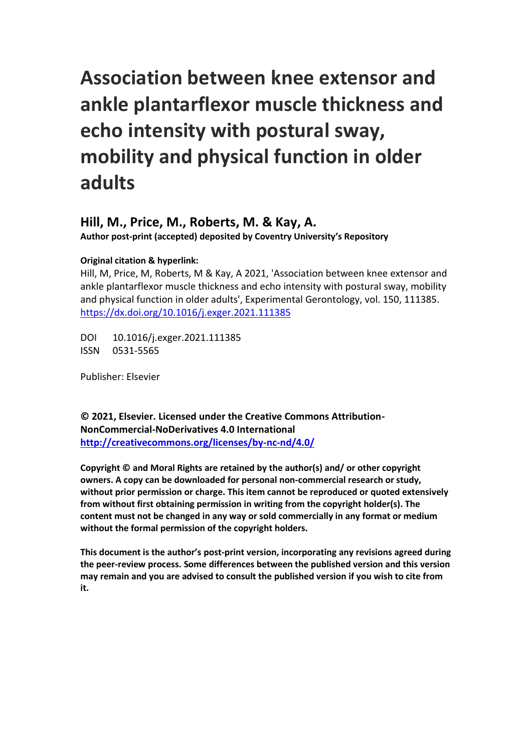# Association between knee extensor and ankle plantarflexor muscle thickness and echo intensity with postural sway, mobility and physical function in older adults

## Hill, M., Price, M., Roberts, M. & Kay, A.

**Author post-print (accepted) deposited by Coventry University's Repository**

**Original citation & hyperlink:**

Hill, M, Price, M, Roberts, M & Kay, A 2021, 'Association between knee extensor and ankle plantarflexor muscle thickness and echo intensity with postural sway, mobility and physical function in older adults', Experimental Gerontology, vol. 150, 111385.
https://dx.doi.org/10.1016/j.exger.2021.111385

DOI 10.1016/j.exger.2021.111385
ISSN 0531-5565

Publisher: Elsevier

**© 2021, Elsevier. Licensed under the Creative Commons Attribution-NonCommercial-NoDerivatives 4.0 International**
**http://creativecommons.org/licenses/by-nc-nd/4.0/**

**Copyright © and Moral Rights are retained by the author(s) and/ or other copyright owners. A copy can be downloaded for personal non-commercial research or study, without prior permission or charge. This item cannot be reproduced or quoted extensively from without first obtaining permission in writing from the copyright holder(s). The content must not be changed in any way or sold commercially in any format or medium without the formal permission of the copyright holders.**

**This document is the author's post-print version, incorporating any revisions agreed during the peer-review process. Some differences between the published version and this version may remain and you are advised to consult the published version if you wish to cite from it.**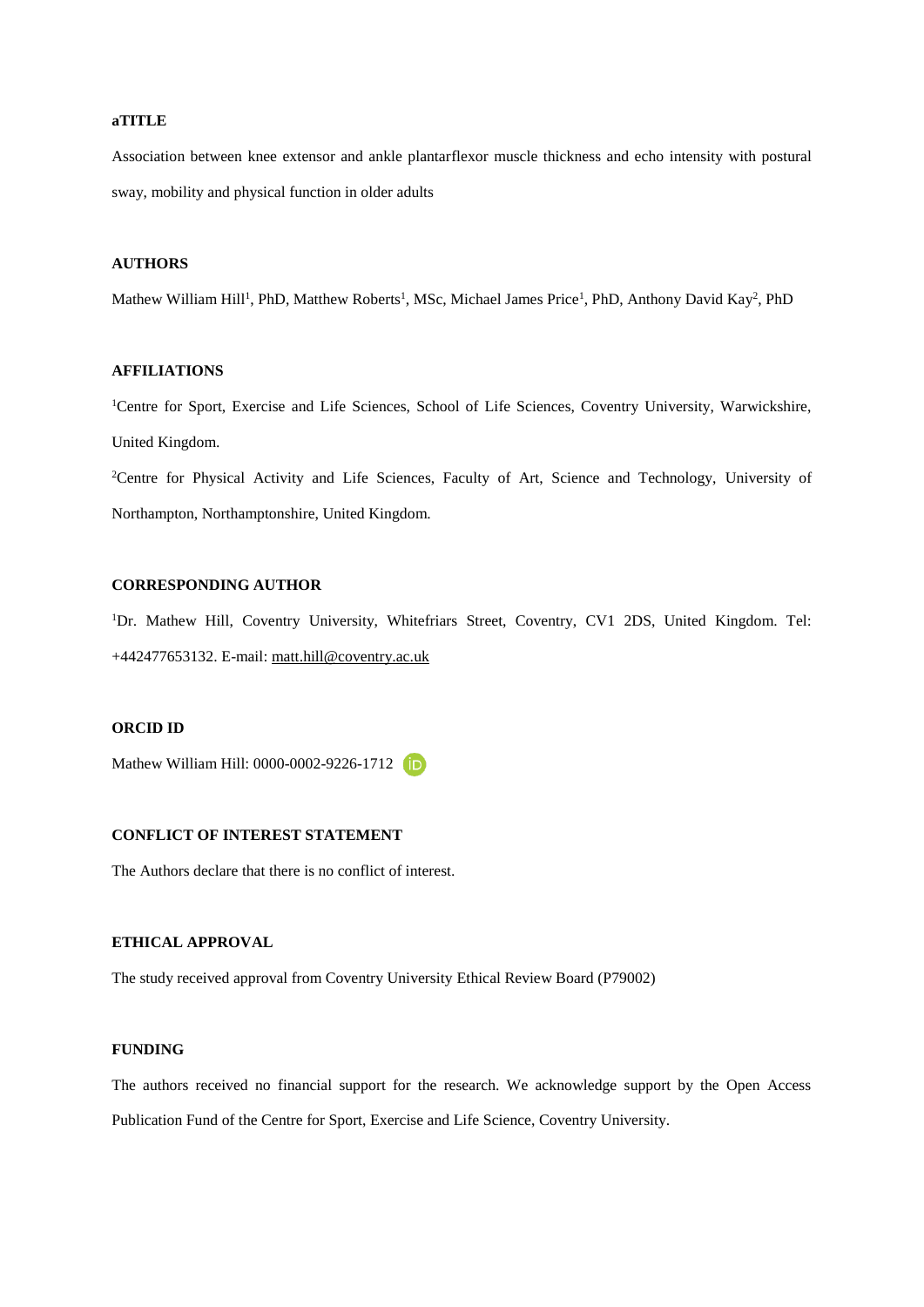**aTITLE**

Association between knee extensor and ankle plantarflexor muscle thickness and echo intensity with postural sway, mobility and physical function in older adults

**AUTHORS**

Mathew William Hill[1], PhD, Matthew Roberts[1], MSc, Michael James Price[1], PhD, Anthony David Kay[2], PhD

**AFFILIATIONS**

[1]Centre for Sport, Exercise and Life Sciences, School of Life Sciences, Coventry University, Warwickshire, United Kingdom.

[2]Centre for Physical Activity and Life Sciences, Faculty of Art, Science and Technology, University of Northampton, Northamptonshire, United Kingdom.

**CORRESPONDING AUTHOR**

[1]Dr. Mathew Hill, Coventry University, Whitefriars Street, Coventry, CV1 2DS, United Kingdom. Tel: +442477653132. E-mail: matt.hill@coventry.ac.uk

**ORCID ID**

Mathew William Hill: 0000-0002-9226-1712

**CONFLICT OF INTEREST STATEMENT**

The Authors declare that there is no conflict of interest.

**ETHICAL APPROVAL**

The study received approval from Coventry University Ethical Review Board (P79002)

**FUNDING**

The authors received no financial support for the research. We acknowledge support by the Open Access Publication Fund of the Centre for Sport, Exercise and Life Science, Coventry University.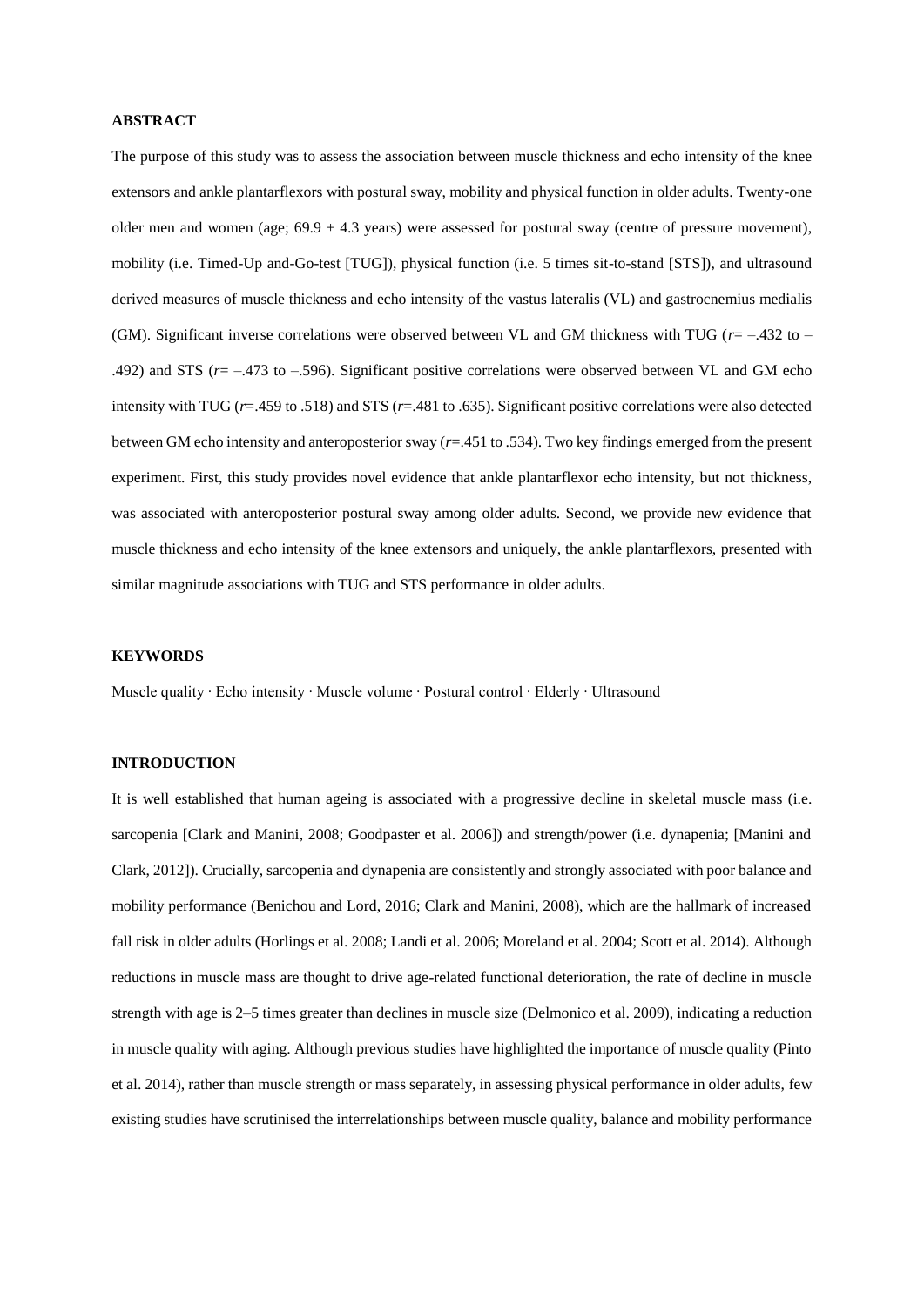## ABSTRACT

The purpose of this study was to assess the association between muscle thickness and echo intensity of the knee extensors and ankle plantarflexors with postural sway, mobility and physical function in older adults. Twenty-one older men and women (age; 69.9 ± 4.3 years) were assessed for postural sway (centre of pressure movement), mobility (i.e. Timed-Up and-Go-test [TUG]), physical function (i.e. 5 times sit-to-stand [STS]), and ultrasound derived measures of muscle thickness and echo intensity of the vastus lateralis (VL) and gastrocnemius medialis (GM). Significant inverse correlations were observed between VL and GM thickness with TUG (*r*= –.432 to –.492) and STS (*r*= –.473 to –.596). Significant positive correlations were observed between VL and GM echo intensity with TUG (*r*=.459 to .518) and STS (*r*=.481 to .635). Significant positive correlations were also detected between GM echo intensity and anteroposterior sway (*r*=.451 to .534). Two key findings emerged from the present experiment. First, this study provides novel evidence that ankle plantarflexor echo intensity, but not thickness, was associated with anteroposterior postural sway among older adults. Second, we provide new evidence that muscle thickness and echo intensity of the knee extensors and uniquely, the ankle plantarflexors, presented with similar magnitude associations with TUG and STS performance in older adults.

## KEYWORDS

Muscle quality · Echo intensity · Muscle volume · Postural control · Elderly · Ultrasound

## INTRODUCTION

It is well established that human ageing is associated with a progressive decline in skeletal muscle mass (i.e. sarcopenia [Clark and Manini, 2008; Goodpaster et al. 2006]) and strength/power (i.e. dynapenia; [Manini and Clark, 2012]). Crucially, sarcopenia and dynapenia are consistently and strongly associated with poor balance and mobility performance (Benichou and Lord, 2016; Clark and Manini, 2008), which are the hallmark of increased fall risk in older adults (Horlings et al. 2008; Landi et al. 2006; Moreland et al. 2004; Scott et al. 2014). Although reductions in muscle mass are thought to drive age-related functional deterioration, the rate of decline in muscle strength with age is 2–5 times greater than declines in muscle size (Delmonico et al. 2009), indicating a reduction in muscle quality with aging. Although previous studies have highlighted the importance of muscle quality (Pinto et al. 2014), rather than muscle strength or mass separately, in assessing physical performance in older adults, few existing studies have scrutinised the interrelationships between muscle quality, balance and mobility performance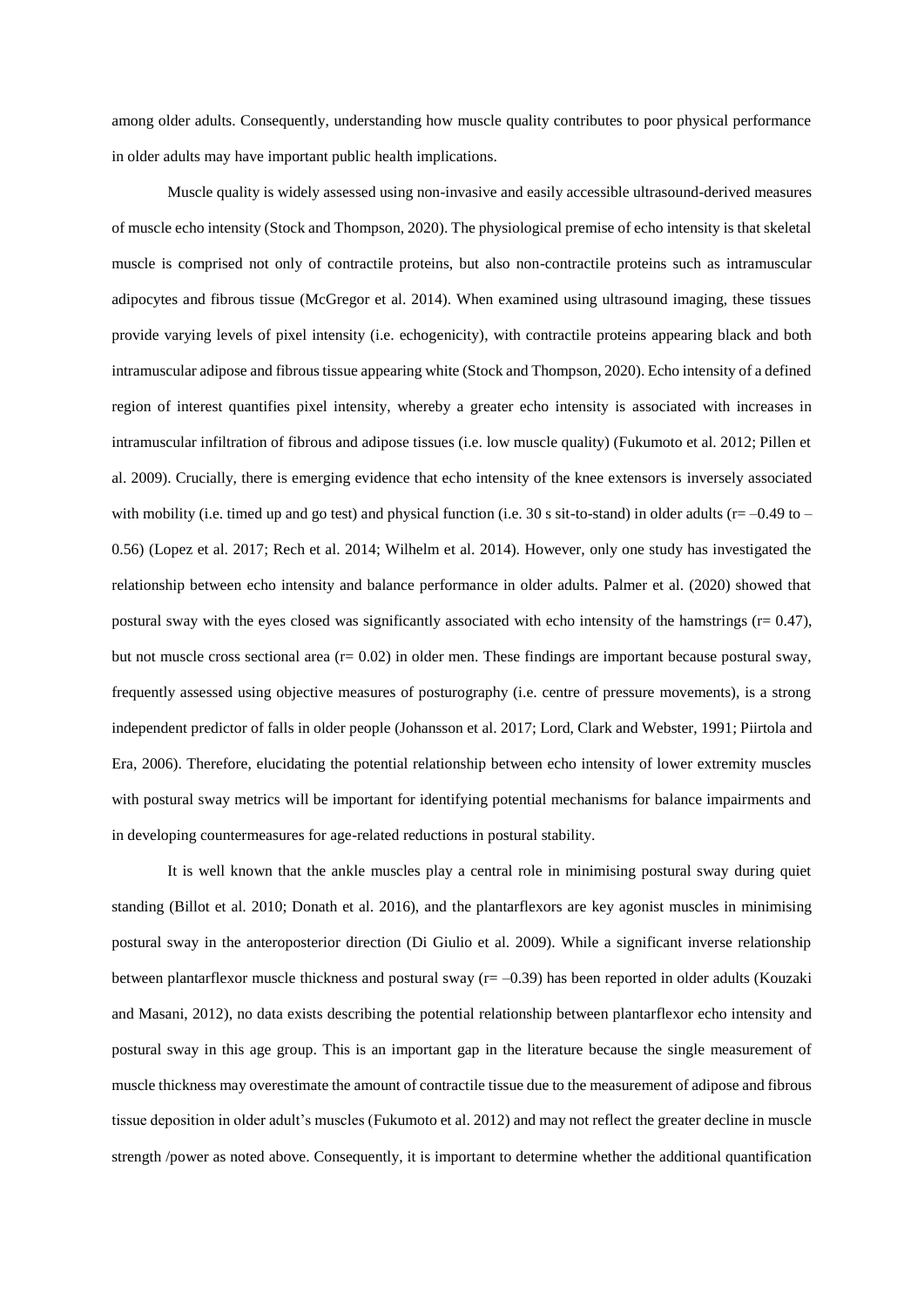among older adults. Consequently, understanding how muscle quality contributes to poor physical performance in older adults may have important public health implications.

Muscle quality is widely assessed using non-invasive and easily accessible ultrasound-derived measures of muscle echo intensity (Stock and Thompson, 2020). The physiological premise of echo intensity is that skeletal muscle is comprised not only of contractile proteins, but also non-contractile proteins such as intramuscular adipocytes and fibrous tissue (McGregor et al. 2014). When examined using ultrasound imaging, these tissues provide varying levels of pixel intensity (i.e. echogenicity), with contractile proteins appearing black and both intramuscular adipose and fibrous tissue appearing white (Stock and Thompson, 2020). Echo intensity of a defined region of interest quantifies pixel intensity, whereby a greater echo intensity is associated with increases in intramuscular infiltration of fibrous and adipose tissues (i.e. low muscle quality) (Fukumoto et al. 2012; Pillen et al. 2009). Crucially, there is emerging evidence that echo intensity of the knee extensors is inversely associated with mobility (i.e. timed up and go test) and physical function (i.e. 30 s sit-to-stand) in older adults ($r = -0.49$ to $-0.56$) (Lopez et al. 2017; Rech et al. 2014; Wilhelm et al. 2014). However, only one study has investigated the relationship between echo intensity and balance performance in older adults. Palmer et al. (2020) showed that postural sway with the eyes closed was significantly associated with echo intensity of the hamstrings ($r = 0.47$), but not muscle cross sectional area ($r = 0.02$) in older men. These findings are important because postural sway, frequently assessed using objective measures of posturography (i.e. centre of pressure movements), is a strong independent predictor of falls in older people (Johansson et al. 2017; Lord, Clark and Webster, 1991; Piirtola and Era, 2006). Therefore, elucidating the potential relationship between echo intensity of lower extremity muscles with postural sway metrics will be important for identifying potential mechanisms for balance impairments and in developing countermeasures for age-related reductions in postural stability.

It is well known that the ankle muscles play a central role in minimising postural sway during quiet standing (Billot et al. 2010; Donath et al. 2016), and the plantarflexors are key agonist muscles in minimising postural sway in the anteroposterior direction (Di Giulio et al. 2009). While a significant inverse relationship between plantarflexor muscle thickness and postural sway ($r = -0.39$) has been reported in older adults (Kouzaki and Masani, 2012), no data exists describing the potential relationship between plantarflexor echo intensity and postural sway in this age group. This is an important gap in the literature because the single measurement of muscle thickness may overestimate the amount of contractile tissue due to the measurement of adipose and fibrous tissue deposition in older adult's muscles (Fukumoto et al. 2012) and may not reflect the greater decline in muscle strength /power as noted above. Consequently, it is important to determine whether the additional quantification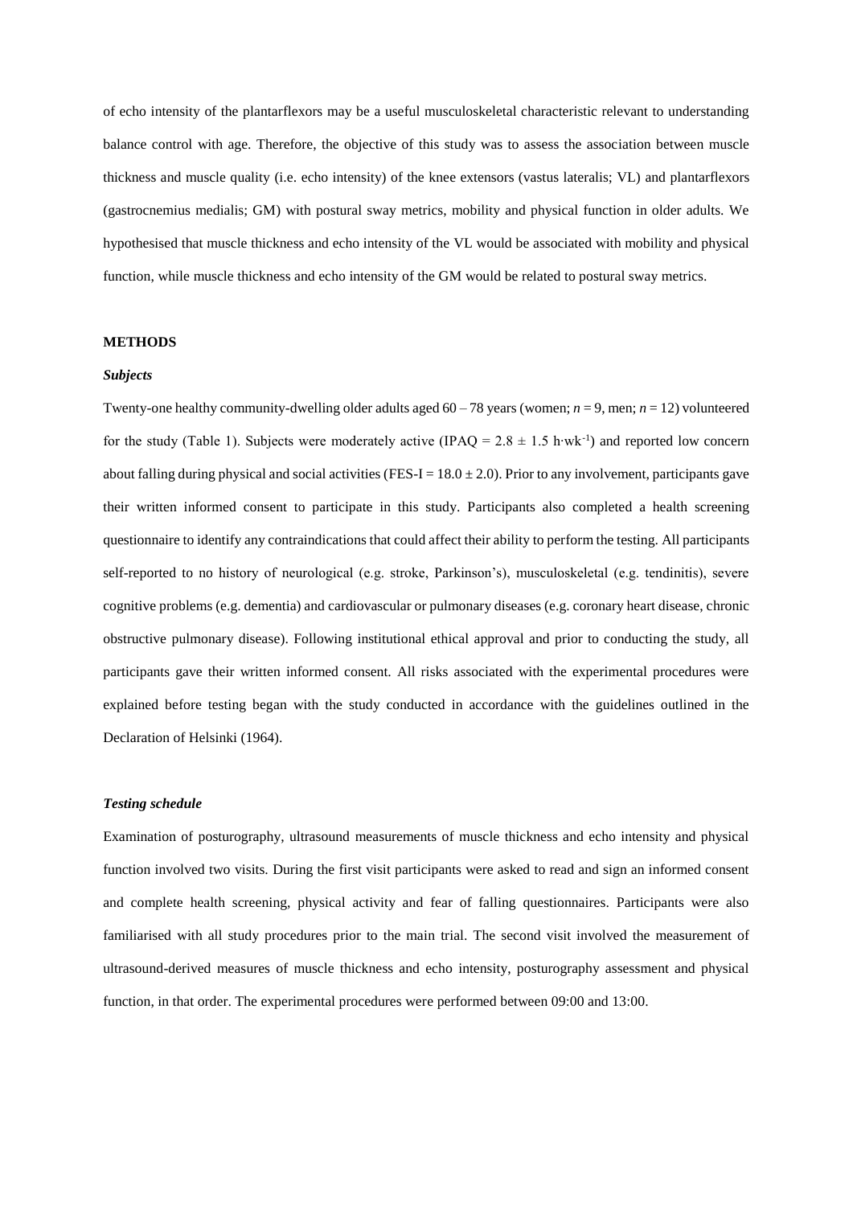of echo intensity of the plantarflexors may be a useful musculoskeletal characteristic relevant to understanding balance control with age. Therefore, the objective of this study was to assess the association between muscle thickness and muscle quality (i.e. echo intensity) of the knee extensors (vastus lateralis; VL) and plantarflexors (gastrocnemius medialis; GM) with postural sway metrics, mobility and physical function in older adults. We hypothesised that muscle thickness and echo intensity of the VL would be associated with mobility and physical function, while muscle thickness and echo intensity of the GM would be related to postural sway metrics.

## METHODS

### *Subjects*

Twenty-one healthy community-dwelling older adults aged 60 – 78 years (women; $n = 9$, men; $n = 12$) volunteered for the study (Table 1). Subjects were moderately active (IPAQ = $2.8 \pm 1.5$ h·wk$^{-1}$) and reported low concern about falling during physical and social activities (FES-I = $18.0 \pm 2.0$). Prior to any involvement, participants gave their written informed consent to participate in this study. Participants also completed a health screening questionnaire to identify any contraindications that could affect their ability to perform the testing. All participants self-reported to no history of neurological (e.g. stroke, Parkinson's), musculoskeletal (e.g. tendinitis), severe cognitive problems (e.g. dementia) and cardiovascular or pulmonary diseases (e.g. coronary heart disease, chronic obstructive pulmonary disease). Following institutional ethical approval and prior to conducting the study, all participants gave their written informed consent. All risks associated with the experimental procedures were explained before testing began with the study conducted in accordance with the guidelines outlined in the Declaration of Helsinki (1964).

### *Testing schedule*

Examination of posturography, ultrasound measurements of muscle thickness and echo intensity and physical function involved two visits. During the first visit participants were asked to read and sign an informed consent and complete health screening, physical activity and fear of falling questionnaires. Participants were also familiarised with all study procedures prior to the main trial. The second visit involved the measurement of ultrasound-derived measures of muscle thickness and echo intensity, posturography assessment and physical function, in that order. The experimental procedures were performed between 09:00 and 13:00.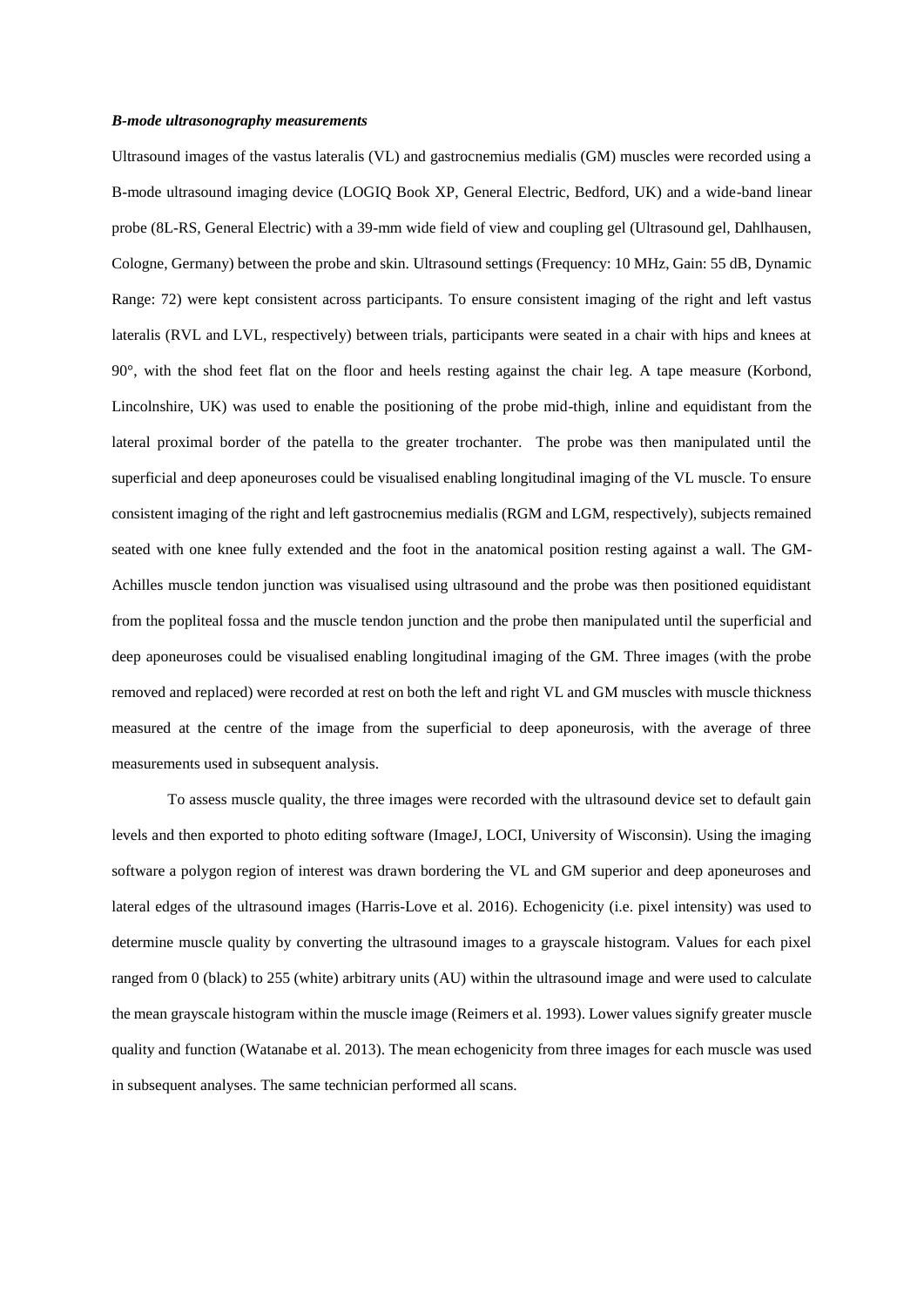***B-mode ultrasonography measurements***

Ultrasound images of the vastus lateralis (VL) and gastrocnemius medialis (GM) muscles were recorded using a B-mode ultrasound imaging device (LOGIQ Book XP, General Electric, Bedford, UK) and a wide-band linear probe (8L-RS, General Electric) with a 39-mm wide field of view and coupling gel (Ultrasound gel, Dahlhausen, Cologne, Germany) between the probe and skin. Ultrasound settings (Frequency: 10 MHz, Gain: 55 dB, Dynamic Range: 72) were kept consistent across participants. To ensure consistent imaging of the right and left vastus lateralis (RVL and LVL, respectively) between trials, participants were seated in a chair with hips and knees at 90°, with the shod feet flat on the floor and heels resting against the chair leg. A tape measure (Korbond, Lincolnshire, UK) was used to enable the positioning of the probe mid-thigh, inline and equidistant from the lateral proximal border of the patella to the greater trochanter. The probe was then manipulated until the superficial and deep aponeuroses could be visualised enabling longitudinal imaging of the VL muscle. To ensure consistent imaging of the right and left gastrocnemius medialis (RGM and LGM, respectively), subjects remained seated with one knee fully extended and the foot in the anatomical position resting against a wall. The GM-Achilles muscle tendon junction was visualised using ultrasound and the probe was then positioned equidistant from the popliteal fossa and the muscle tendon junction and the probe then manipulated until the superficial and deep aponeuroses could be visualised enabling longitudinal imaging of the GM. Three images (with the probe removed and replaced) were recorded at rest on both the left and right VL and GM muscles with muscle thickness measured at the centre of the image from the superficial to deep aponeurosis, with the average of three measurements used in subsequent analysis.

To assess muscle quality, the three images were recorded with the ultrasound device set to default gain levels and then exported to photo editing software (ImageJ, LOCI, University of Wisconsin). Using the imaging software a polygon region of interest was drawn bordering the VL and GM superior and deep aponeuroses and lateral edges of the ultrasound images (Harris-Love et al. 2016). Echogenicity (i.e. pixel intensity) was used to determine muscle quality by converting the ultrasound images to a grayscale histogram. Values for each pixel ranged from 0 (black) to 255 (white) arbitrary units (AU) within the ultrasound image and were used to calculate the mean grayscale histogram within the muscle image (Reimers et al. 1993). Lower values signify greater muscle quality and function (Watanabe et al. 2013). The mean echogenicity from three images for each muscle was used in subsequent analyses. The same technician performed all scans.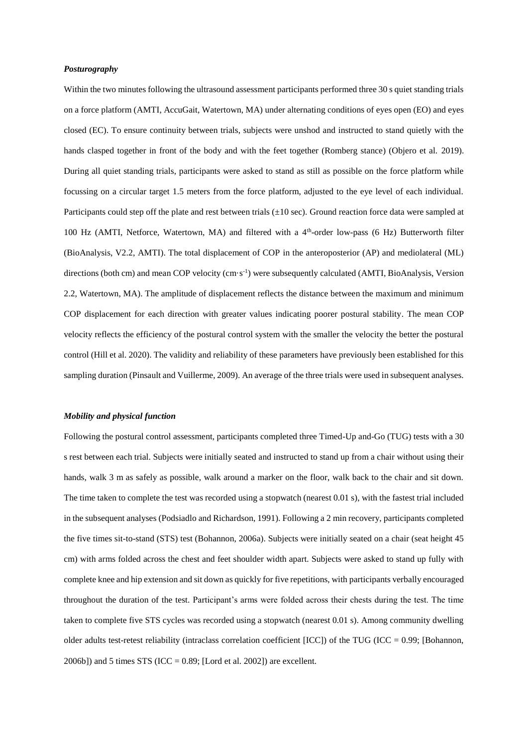### *Posturography*

Within the two minutes following the ultrasound assessment participants performed three 30 s quiet standing trials on a force platform (AMTI, AccuGait, Watertown, MA) under alternating conditions of eyes open (EO) and eyes closed (EC). To ensure continuity between trials, subjects were unshod and instructed to stand quietly with the hands clasped together in front of the body and with the feet together (Romberg stance) (Objero et al. 2019). During all quiet standing trials, participants were asked to stand as still as possible on the force platform while focussing on a circular target 1.5 meters from the force platform, adjusted to the eye level of each individual. Participants could step off the plate and rest between trials (±10 sec). Ground reaction force data were sampled at 100 Hz (AMTI, Netforce, Watertown, MA) and filtered with a 4$^{th}$-order low-pass (6 Hz) Butterworth filter (BioAnalysis, V2.2, AMTI). The total displacement of COP in the anteroposterior (AP) and mediolateral (ML) directions (both cm) and mean COP velocity ($cm \cdot s^{-1}$) were subsequently calculated (AMTI, BioAnalysis, Version 2.2, Watertown, MA). The amplitude of displacement reflects the distance between the maximum and minimum COP displacement for each direction with greater values indicating poorer postural stability. The mean COP velocity reflects the efficiency of the postural control system with the smaller the velocity the better the postural control (Hill et al. 2020). The validity and reliability of these parameters have previously been established for this sampling duration (Pinsault and Vuillerme, 2009). An average of the three trials were used in subsequent analyses.

### *Mobility and physical function*

Following the postural control assessment, participants completed three Timed-Up and-Go (TUG) tests with a 30 s rest between each trial. Subjects were initially seated and instructed to stand up from a chair without using their hands, walk 3 m as safely as possible, walk around a marker on the floor, walk back to the chair and sit down. The time taken to complete the test was recorded using a stopwatch (nearest 0.01 s), with the fastest trial included in the subsequent analyses (Podsiadlo and Richardson, 1991). Following a 2 min recovery, participants completed the five times sit-to-stand (STS) test (Bohannon, 2006a). Subjects were initially seated on a chair (seat height 45 cm) with arms folded across the chest and feet shoulder width apart. Subjects were asked to stand up fully with complete knee and hip extension and sit down as quickly for five repetitions, with participants verbally encouraged throughout the duration of the test. Participant's arms were folded across their chests during the test. The time taken to complete five STS cycles was recorded using a stopwatch (nearest 0.01 s). Among community dwelling older adults test-retest reliability (intraclass correlation coefficient [ICC]) of the TUG (ICC = 0.99; [Bohannon, 2006b]) and 5 times STS (ICC = 0.89; [Lord et al. 2002]) are excellent.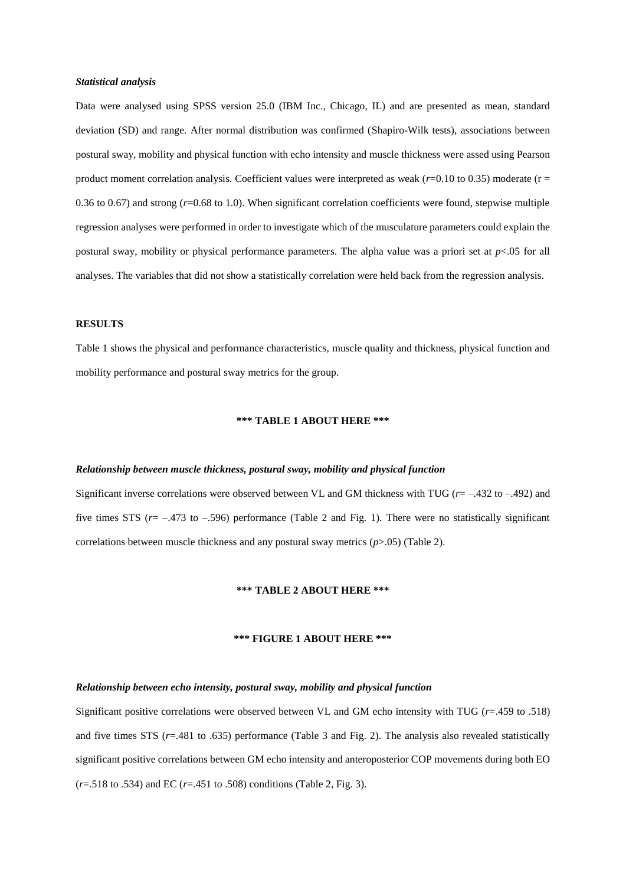### *Statistical analysis*

Data were analysed using SPSS version 25.0 (IBM Inc., Chicago, IL) and are presented as mean, standard deviation (SD) and range. After normal distribution was confirmed (Shapiro-Wilk tests), associations between postural sway, mobility and physical function with echo intensity and muscle thickness were assed using Pearson product moment correlation analysis. Coefficient values were interpreted as weak ($r$=0.10 to 0.35) moderate ($r$ = 0.36 to 0.67) and strong ($r$=0.68 to 1.0). When significant correlation coefficients were found, stepwise multiple regression analyses were performed in order to investigate which of the musculature parameters could explain the postural sway, mobility or physical performance parameters. The alpha value was a priori set at $p$<.05 for all analyses. The variables that did not show a statistically correlation were held back from the regression analysis.

## RESULTS

Table 1 shows the physical and performance characteristics, muscle quality and thickness, physical function and mobility performance and postural sway metrics for the group.

**\*\*\* TABLE 1 ABOUT HERE \*\*\***

### *Relationship between muscle thickness, postural sway, mobility and physical function*

Significant inverse correlations were observed between VL and GM thickness with TUG ($r$= –.432 to –.492) and five times STS ($r$= –.473 to –.596) performance (Table 2 and Fig. 1). There were no statistically significant correlations between muscle thickness and any postural sway metrics ($p$>.05) (Table 2).

**\*\*\* TABLE 2 ABOUT HERE \*\*\***

**\*\*\* FIGURE 1 ABOUT HERE \*\*\***

### *Relationship between echo intensity, postural sway, mobility and physical function*

Significant positive correlations were observed between VL and GM echo intensity with TUG ($r$=.459 to .518) and five times STS ($r$=.481 to .635) performance (Table 3 and Fig. 2). The analysis also revealed statistically significant positive correlations between GM echo intensity and anteroposterior COP movements during both EO ($r$=.518 to .534) and EC ($r$=.451 to .508) conditions (Table 2, Fig. 3).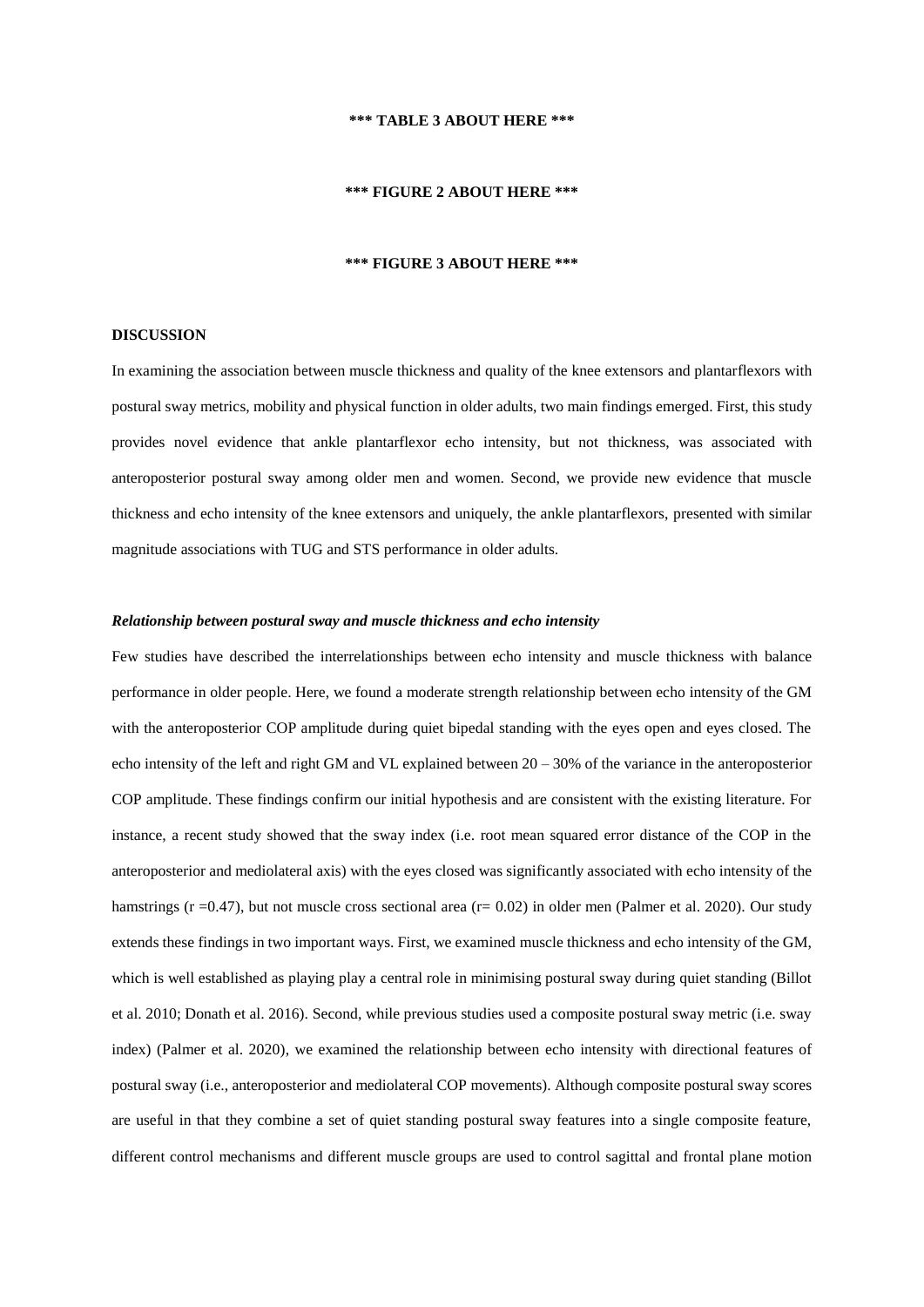**\*\*\* TABLE 3 ABOUT HERE \*\*\***

**\*\*\* FIGURE 2 ABOUT HERE \*\*\***

**\*\*\* FIGURE 3 ABOUT HERE \*\*\***

## DISCUSSION

In examining the association between muscle thickness and quality of the knee extensors and plantarflexors with postural sway metrics, mobility and physical function in older adults, two main findings emerged. First, this study provides novel evidence that ankle plantarflexor echo intensity, but not thickness, was associated with anteroposterior postural sway among older men and women. Second, we provide new evidence that muscle thickness and echo intensity of the knee extensors and uniquely, the ankle plantarflexors, presented with similar magnitude associations with TUG and STS performance in older adults.

### *Relationship between postural sway and muscle thickness and echo intensity*

Few studies have described the interrelationships between echo intensity and muscle thickness with balance performance in older people. Here, we found a moderate strength relationship between echo intensity of the GM with the anteroposterior COP amplitude during quiet bipedal standing with the eyes open and eyes closed. The echo intensity of the left and right GM and VL explained between 20 – 30% of the variance in the anteroposterior COP amplitude. These findings confirm our initial hypothesis and are consistent with the existing literature. For instance, a recent study showed that the sway index (i.e. root mean squared error distance of the COP in the anteroposterior and mediolateral axis) with the eyes closed was significantly associated with echo intensity of the hamstrings ($r = 0.47$), but not muscle cross sectional area ($r = 0.02$) in older men (Palmer et al. 2020). Our study extends these findings in two important ways. First, we examined muscle thickness and echo intensity of the GM, which is well established as playing play a central role in minimising postural sway during quiet standing (Billot et al. 2010; Donath et al. 2016). Second, while previous studies used a composite postural sway metric (i.e. sway index) (Palmer et al. 2020), we examined the relationship between echo intensity with directional features of postural sway (i.e., anteroposterior and mediolateral COP movements). Although composite postural sway scores are useful in that they combine a set of quiet standing postural sway features into a single composite feature, different control mechanisms and different muscle groups are used to control sagittal and frontal plane motion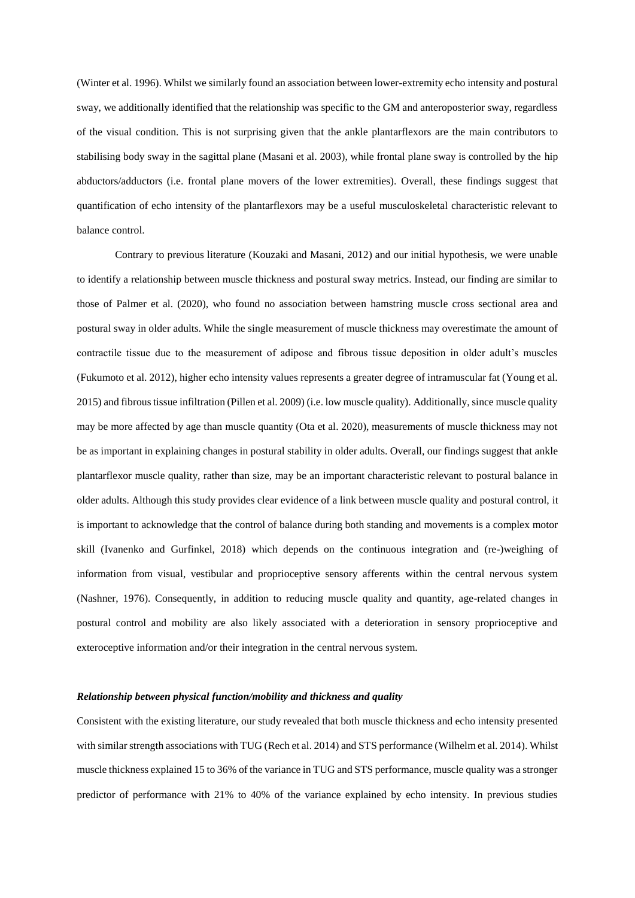(Winter et al. 1996). Whilst we similarly found an association between lower-extremity echo intensity and postural sway, we additionally identified that the relationship was specific to the GM and anteroposterior sway, regardless of the visual condition. This is not surprising given that the ankle plantarflexors are the main contributors to stabilising body sway in the sagittal plane (Masani et al. 2003), while frontal plane sway is controlled by the hip abductors/adductors (i.e. frontal plane movers of the lower extremities). Overall, these findings suggest that quantification of echo intensity of the plantarflexors may be a useful musculoskeletal characteristic relevant to balance control.

Contrary to previous literature (Kouzaki and Masani, 2012) and our initial hypothesis, we were unable to identify a relationship between muscle thickness and postural sway metrics. Instead, our finding are similar to those of Palmer et al. (2020), who found no association between hamstring muscle cross sectional area and postural sway in older adults. While the single measurement of muscle thickness may overestimate the amount of contractile tissue due to the measurement of adipose and fibrous tissue deposition in older adult's muscles (Fukumoto et al. 2012), higher echo intensity values represents a greater degree of intramuscular fat (Young et al. 2015) and fibrous tissue infiltration (Pillen et al. 2009) (i.e. low muscle quality). Additionally, since muscle quality may be more affected by age than muscle quantity (Ota et al. 2020), measurements of muscle thickness may not be as important in explaining changes in postural stability in older adults. Overall, our findings suggest that ankle plantarflexor muscle quality, rather than size, may be an important characteristic relevant to postural balance in older adults. Although this study provides clear evidence of a link between muscle quality and postural control, it is important to acknowledge that the control of balance during both standing and movements is a complex motor skill (Ivanenko and Gurfinkel, 2018) which depends on the continuous integration and (re-)weighing of information from visual, vestibular and proprioceptive sensory afferents within the central nervous system (Nashner, 1976). Consequently, in addition to reducing muscle quality and quantity, age-related changes in postural control and mobility are also likely associated with a deterioration in sensory proprioceptive and exteroceptive information and/or their integration in the central nervous system.

### *Relationship between physical function/mobility and thickness and quality*

Consistent with the existing literature, our study revealed that both muscle thickness and echo intensity presented with similar strength associations with TUG (Rech et al. 2014) and STS performance (Wilhelm et al. 2014). Whilst muscle thickness explained 15 to 36% of the variance in TUG and STS performance, muscle quality was a stronger predictor of performance with 21% to 40% of the variance explained by echo intensity. In previous studies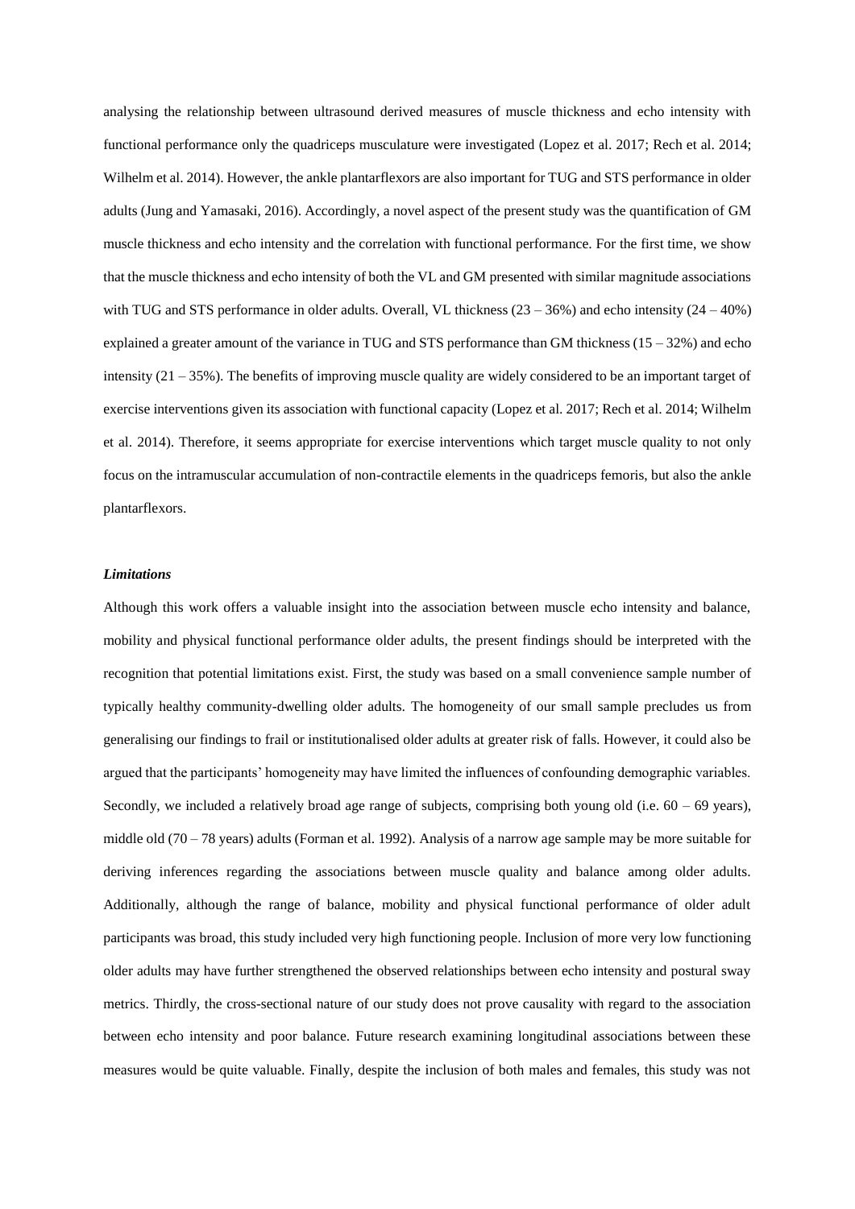analysing the relationship between ultrasound derived measures of muscle thickness and echo intensity with functional performance only the quadriceps musculature were investigated (Lopez et al. 2017; Rech et al. 2014; Wilhelm et al. 2014). However, the ankle plantarflexors are also important for TUG and STS performance in older adults (Jung and Yamasaki, 2016). Accordingly, a novel aspect of the present study was the quantification of GM muscle thickness and echo intensity and the correlation with functional performance. For the first time, we show that the muscle thickness and echo intensity of both the VL and GM presented with similar magnitude associations with TUG and STS performance in older adults. Overall, VL thickness (23 – 36%) and echo intensity (24 – 40%) explained a greater amount of the variance in TUG and STS performance than GM thickness (15 – 32%) and echo intensity (21 – 35%). The benefits of improving muscle quality are widely considered to be an important target of exercise interventions given its association with functional capacity (Lopez et al. 2017; Rech et al. 2014; Wilhelm et al. 2014). Therefore, it seems appropriate for exercise interventions which target muscle quality to not only focus on the intramuscular accumulation of non-contractile elements in the quadriceps femoris, but also the ankle plantarflexors.

### *Limitations*

Although this work offers a valuable insight into the association between muscle echo intensity and balance, mobility and physical functional performance older adults, the present findings should be interpreted with the recognition that potential limitations exist. First, the study was based on a small convenience sample number of typically healthy community-dwelling older adults. The homogeneity of our small sample precludes us from generalising our findings to frail or institutionalised older adults at greater risk of falls. However, it could also be argued that the participants' homogeneity may have limited the influences of confounding demographic variables. Secondly, we included a relatively broad age range of subjects, comprising both young old (i.e. 60 – 69 years), middle old (70 – 78 years) adults (Forman et al. 1992). Analysis of a narrow age sample may be more suitable for deriving inferences regarding the associations between muscle quality and balance among older adults. Additionally, although the range of balance, mobility and physical functional performance of older adult participants was broad, this study included very high functioning people. Inclusion of more very low functioning older adults may have further strengthened the observed relationships between echo intensity and postural sway metrics. Thirdly, the cross-sectional nature of our study does not prove causality with regard to the association between echo intensity and poor balance. Future research examining longitudinal associations between these measures would be quite valuable. Finally, despite the inclusion of both males and females, this study was not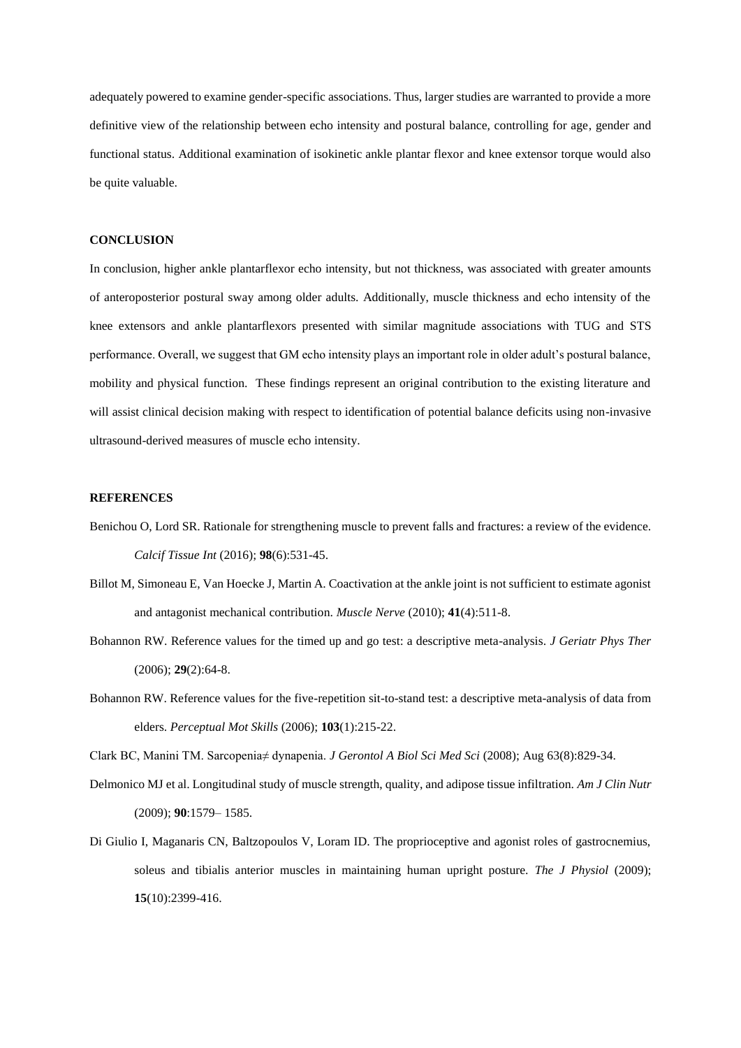adequately powered to examine gender-specific associations. Thus, larger studies are warranted to provide a more definitive view of the relationship between echo intensity and postural balance, controlling for age, gender and functional status. Additional examination of isokinetic ankle plantar flexor and knee extensor torque would also be quite valuable.

## CONCLUSION

In conclusion, higher ankle plantarflexor echo intensity, but not thickness, was associated with greater amounts of anteroposterior postural sway among older adults. Additionally, muscle thickness and echo intensity of the knee extensors and ankle plantarflexors presented with similar magnitude associations with TUG and STS performance. Overall, we suggest that GM echo intensity plays an important role in older adult's postural balance, mobility and physical function. These findings represent an original contribution to the existing literature and will assist clinical decision making with respect to identification of potential balance deficits using non-invasive ultrasound-derived measures of muscle echo intensity.

## REFERENCES

Benichou O, Lord SR. Rationale for strengthening muscle to prevent falls and fractures: a review of the evidence. *Calcif Tissue Int* (2016); **98**(6):531-45.

Billot M, Simoneau E, Van Hoecke J, Martin A. Coactivation at the ankle joint is not sufficient to estimate agonist and antagonist mechanical contribution. *Muscle Nerve* (2010); **41**(4):511-8.

Bohannon RW. Reference values for the timed up and go test: a descriptive meta-analysis. *J Geriatr Phys Ther* (2006); **29**(2):64-8.

Bohannon RW. Reference values for the five-repetition sit-to-stand test: a descriptive meta-analysis of data from elders. *Perceptual Mot Skills* (2006); **103**(1):215-22.

Clark BC, Manini TM. Sarcopenia≠ dynapenia. *J Gerontol A Biol Sci Med Sci* (2008); Aug 63(8):829-34.

Delmonico MJ et al. Longitudinal study of muscle strength, quality, and adipose tissue infiltration. *Am J Clin Nutr* (2009); **90**:1579– 1585.

Di Giulio I, Maganaris CN, Baltzopoulos V, Loram ID. The proprioceptive and agonist roles of gastrocnemius, soleus and tibialis anterior muscles in maintaining human upright posture. *The J Physiol* (2009); **15**(10):2399-416.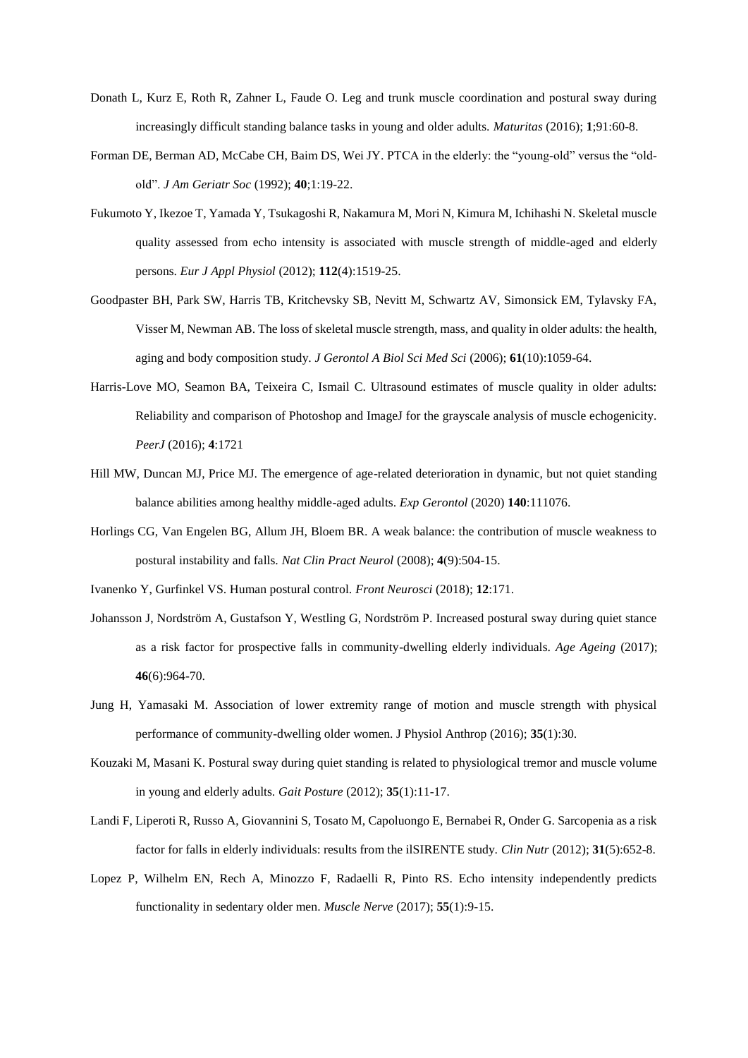Donath L, Kurz E, Roth R, Zahner L, Faude O. Leg and trunk muscle coordination and postural sway during increasingly difficult standing balance tasks in young and older adults. *Maturitas* (2016); **1**;91:60-8.

Forman DE, Berman AD, McCabe CH, Baim DS, Wei JY. PTCA in the elderly: the "young-old" versus the "old-old". *J Am Geriatr Soc* (1992); **40**;1:19-22.

Fukumoto Y, Ikezoe T, Yamada Y, Tsukagoshi R, Nakamura M, Mori N, Kimura M, Ichihashi N. Skeletal muscle quality assessed from echo intensity is associated with muscle strength of middle-aged and elderly persons. *Eur J Appl Physiol* (2012); **112**(4):1519-25.

Goodpaster BH, Park SW, Harris TB, Kritchevsky SB, Nevitt M, Schwartz AV, Simonsick EM, Tylavsky FA, Visser M, Newman AB. The loss of skeletal muscle strength, mass, and quality in older adults: the health, aging and body composition study. *J Gerontol A Biol Sci Med Sci* (2006); **61**(10):1059-64.

Harris-Love MO, Seamon BA, Teixeira C, Ismail C. Ultrasound estimates of muscle quality in older adults: Reliability and comparison of Photoshop and ImageJ for the grayscale analysis of muscle echogenicity. *PeerJ* (2016); **4**:1721

Hill MW, Duncan MJ, Price MJ. The emergence of age-related deterioration in dynamic, but not quiet standing balance abilities among healthy middle-aged adults. *Exp Gerontol* (2020) **140**:111076.

Horlings CG, Van Engelen BG, Allum JH, Bloem BR. A weak balance: the contribution of muscle weakness to postural instability and falls. *Nat Clin Pract Neurol* (2008); **4**(9):504-15.

Ivanenko Y, Gurfinkel VS. Human postural control. *Front Neurosci* (2018); **12**:171.

Johansson J, Nordström A, Gustafson Y, Westling G, Nordström P. Increased postural sway during quiet stance as a risk factor for prospective falls in community-dwelling elderly individuals. *Age Ageing* (2017); **46**(6):964-70.

Jung H, Yamasaki M. Association of lower extremity range of motion and muscle strength with physical performance of community-dwelling older women. J Physiol Anthrop (2016); **35**(1):30.

Kouzaki M, Masani K. Postural sway during quiet standing is related to physiological tremor and muscle volume in young and elderly adults. *Gait Posture* (2012); **35**(1):11-17.

Landi F, Liperoti R, Russo A, Giovannini S, Tosato M, Capoluongo E, Bernabei R, Onder G. Sarcopenia as a risk factor for falls in elderly individuals: results from the ilSIRENTE study. *Clin Nutr* (2012); **31**(5):652-8.

Lopez P, Wilhelm EN, Rech A, Minozzo F, Radaelli R, Pinto RS. Echo intensity independently predicts functionality in sedentary older men. *Muscle Nerve* (2017); **55**(1):9-15.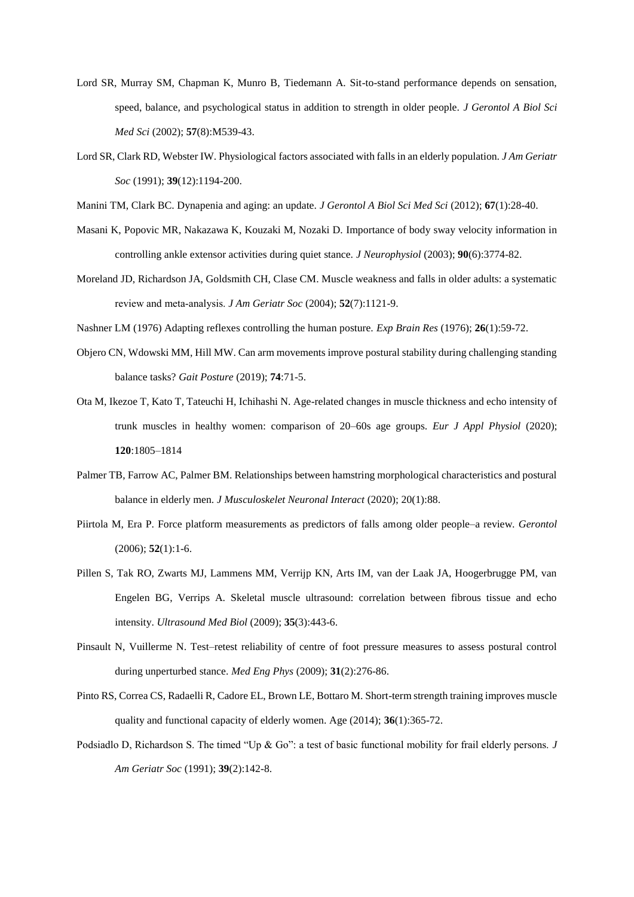Lord SR, Murray SM, Chapman K, Munro B, Tiedemann A. Sit-to-stand performance depends on sensation, speed, balance, and psychological status in addition to strength in older people. *J Gerontol A Biol Sci Med Sci* (2002); **57**(8):M539-43.

Lord SR, Clark RD, Webster IW. Physiological factors associated with falls in an elderly population. *J Am Geriatr Soc* (1991); **39**(12):1194-200.

Manini TM, Clark BC. Dynapenia and aging: an update. *J Gerontol A Biol Sci Med Sci* (2012); **67**(1):28-40.

Masani K, Popovic MR, Nakazawa K, Kouzaki M, Nozaki D. Importance of body sway velocity information in controlling ankle extensor activities during quiet stance. *J Neurophysiol* (2003); **90**(6):3774-82.

Moreland JD, Richardson JA, Goldsmith CH, Clase CM. Muscle weakness and falls in older adults: a systematic review and meta-analysis. *J Am Geriatr Soc* (2004); **52**(7):1121-9.

Nashner LM (1976) Adapting reflexes controlling the human posture. *Exp Brain Res* (1976); **26**(1):59-72.

Objero CN, Wdowski MM, Hill MW. Can arm movements improve postural stability during challenging standing balance tasks? *Gait Posture* (2019); **74**:71-5.

Ota M, Ikezoe T, Kato T, Tateuchi H, Ichihashi N. Age-related changes in muscle thickness and echo intensity of trunk muscles in healthy women: comparison of 20–60s age groups. *Eur J Appl Physiol* (2020); **120**:1805–1814

Palmer TB, Farrow AC, Palmer BM. Relationships between hamstring morphological characteristics and postural balance in elderly men. *J Musculoskelet Neuronal Interact* (2020); 20(1):88.

Piirtola M, Era P. Force platform measurements as predictors of falls among older people–a review. *Gerontol* (2006); **52**(1):1-6.

Pillen S, Tak RO, Zwarts MJ, Lammens MM, Verrijp KN, Arts IM, van der Laak JA, Hoogerbrugge PM, van Engelen BG, Verrips A. Skeletal muscle ultrasound: correlation between fibrous tissue and echo intensity. *Ultrasound Med Biol* (2009); **35**(3):443-6.

Pinsault N, Vuillerme N. Test–retest reliability of centre of foot pressure measures to assess postural control during unperturbed stance. *Med Eng Phys* (2009); **31**(2):276-86.

Pinto RS, Correa CS, Radaelli R, Cadore EL, Brown LE, Bottaro M. Short-term strength training improves muscle quality and functional capacity of elderly women. Age (2014); **36**(1):365-72.

Podsiadlo D, Richardson S. The timed "Up & Go": a test of basic functional mobility for frail elderly persons. *J Am Geriatr Soc* (1991); **39**(2):142-8.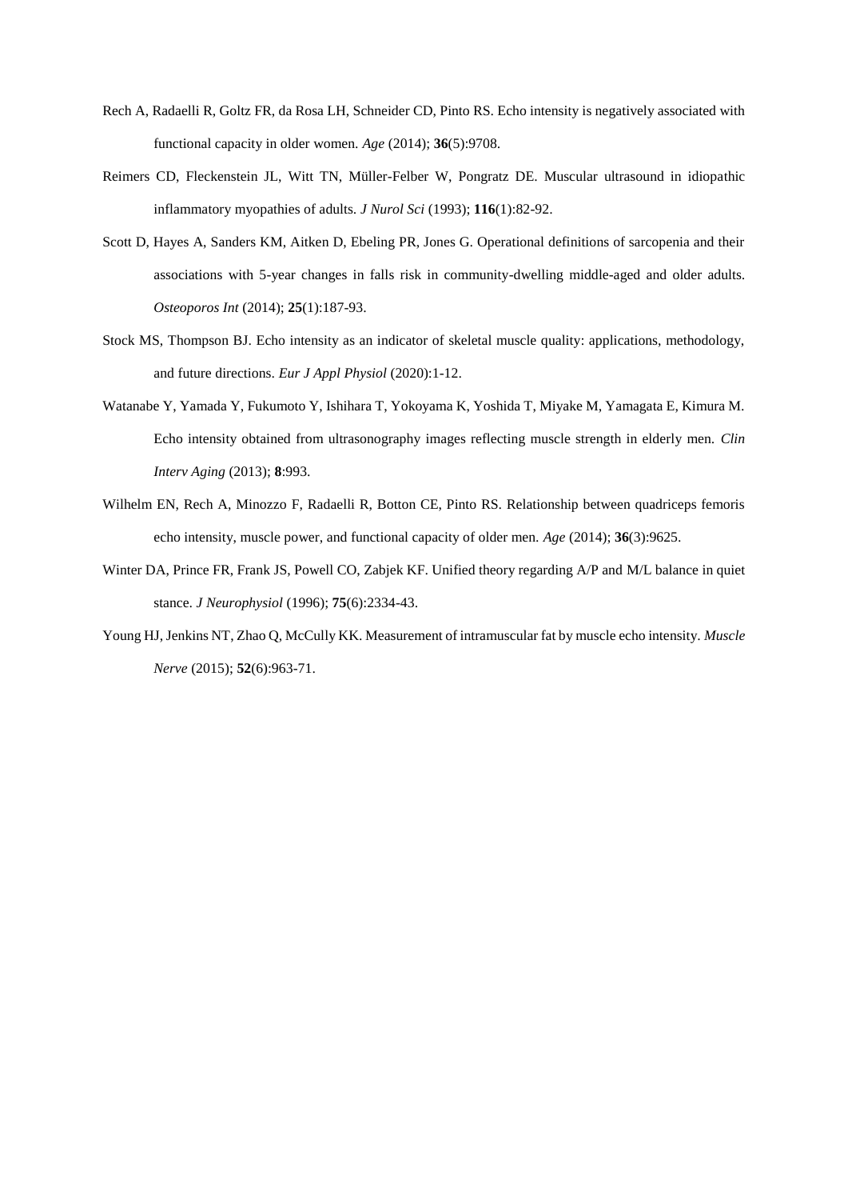Rech A, Radaelli R, Goltz FR, da Rosa LH, Schneider CD, Pinto RS. Echo intensity is negatively associated with functional capacity in older women. *Age* (2014); **36**(5):9708.

Reimers CD, Fleckenstein JL, Witt TN, Müller-Felber W, Pongratz DE. Muscular ultrasound in idiopathic inflammatory myopathies of adults. *J Nurol Sci* (1993); **116**(1):82-92.

Scott D, Hayes A, Sanders KM, Aitken D, Ebeling PR, Jones G. Operational definitions of sarcopenia and their associations with 5-year changes in falls risk in community-dwelling middle-aged and older adults. *Osteoporos Int* (2014); **25**(1):187-93.

Stock MS, Thompson BJ. Echo intensity as an indicator of skeletal muscle quality: applications, methodology, and future directions. *Eur J Appl Physiol* (2020):1-12.

Watanabe Y, Yamada Y, Fukumoto Y, Ishihara T, Yokoyama K, Yoshida T, Miyake M, Yamagata E, Kimura M. Echo intensity obtained from ultrasonography images reflecting muscle strength in elderly men. *Clin Interv Aging* (2013); **8**:993.

Wilhelm EN, Rech A, Minozzo F, Radaelli R, Botton CE, Pinto RS. Relationship between quadriceps femoris echo intensity, muscle power, and functional capacity of older men. *Age* (2014); **36**(3):9625.

Winter DA, Prince FR, Frank JS, Powell CO, Zabjek KF. Unified theory regarding A/P and M/L balance in quiet stance. *J Neurophysiol* (1996); **75**(6):2334-43.

Young HJ, Jenkins NT, Zhao Q, McCully KK. Measurement of intramuscular fat by muscle echo intensity. *Muscle Nerve* (2015); **52**(6):963-71.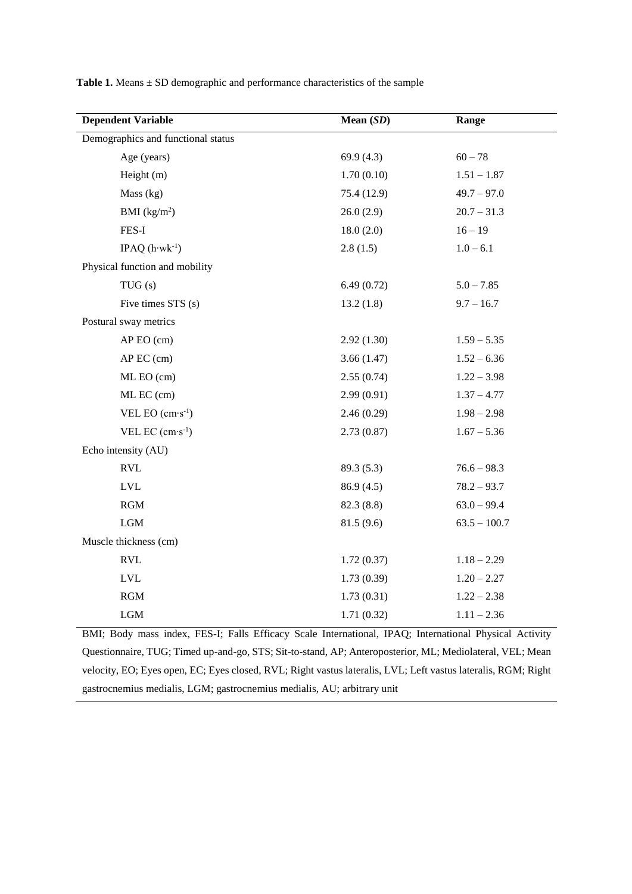**Table 1.** Means ± SD demographic and performance characteristics of the sample

| **Dependent Variable** | **Mean (*SD*)** | **Range** |
|---|---|---|
| Demographics and functional status | | |
| Age (years) | 69.9 (4.3) | 60 – 78 |
| Height (m) | 1.70 (0.10) | 1.51 – 1.87 |
| Mass (kg) | 75.4 (12.9) | 49.7 – 97.0 |
| BMI ($kg/m^2$) | 26.0 (2.9) | 20.7 – 31.3 |
| FES-I | 18.0 (2.0) | 16 – 19 |
| IPAQ ($h \cdot wk^{-1}$) | 2.8 (1.5) | 1.0 – 6.1 |
| Physical function and mobility | | |
| TUG (s) | 6.49 (0.72) | 5.0 – 7.85 |
| Five times STS (s) | 13.2 (1.8) | 9.7 – 16.7 |
| Postural sway metrics | | |
| AP EO (cm) | 2.92 (1.30) | 1.59 – 5.35 |
| AP EC (cm) | 3.66 (1.47) | 1.52 – 6.36 |
| ML EO (cm) | 2.55 (0.74) | 1.22 – 3.98 |
| ML EC (cm) | 2.99 (0.91) | 1.37 – 4.77 |
| VEL EO ($cm \cdot s^{-1}$) | 2.46 (0.29) | 1.98 – 2.98 |
| VEL EC ($cm \cdot s^{-1}$) | 2.73 (0.87) | 1.67 – 5.36 |
| Echo intensity (AU) | | |
| RVL | 89.3 (5.3) | 76.6 – 98.3 |
| LVL | 86.9 (4.5) | 78.2 – 93.7 |
| RGM | 82.3 (8.8) | 63.0 – 99.4 |
| LGM | 81.5 (9.6) | 63.5 – 100.7 |
| Muscle thickness (cm) | | |
| RVL | 1.72 (0.37) | 1.18 – 2.29 |
| LVL | 1.73 (0.39) | 1.20 – 2.27 |
| RGM | 1.73 (0.31) | 1.22 – 2.38 |
| LGM | 1.71 (0.32) | 1.11 – 2.36 |

BMI; Body mass index, FES-I; Falls Efficacy Scale International, IPAQ; International Physical Activity Questionnaire, TUG; Timed up-and-go, STS; Sit-to-stand, AP; Anteroposterior, ML; Mediolateral, VEL; Mean velocity, EO; Eyes open, EC; Eyes closed, RVL; Right vastus lateralis, LVL; Left vastus lateralis, RGM; Right gastrocnemius medialis, LGM; gastrocnemius medialis, AU; arbitrary unit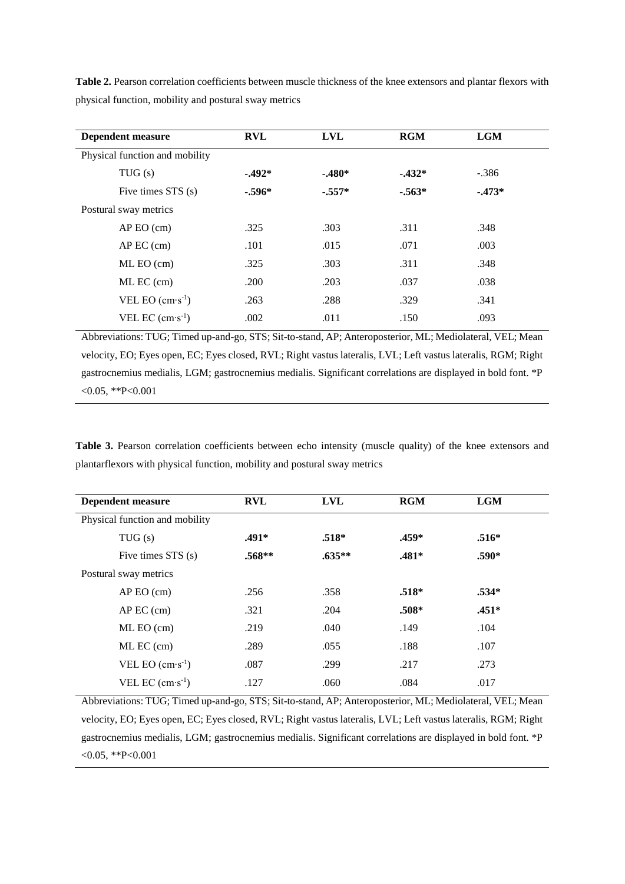**Table 2.** Pearson correlation coefficients between muscle thickness of the knee extensors and plantar flexors with physical function, mobility and postural sway metrics

| Dependent measure | RVL | LVL | RGM | LGM |
|---|---|---|---|---|
| Physical function and mobility | | | | |
| TUG (s) | **-.492*** | **-.480*** | **-.432*** | -.386 |
| Five times STS (s) | **-.596*** | **-.557*** | **-.563*** | **-.473*** |
| Postural sway metrics | | | | |
| AP EO (cm) | .325 | .303 | .311 | .348 |
| AP EC (cm) | .101 | .015 | .071 | .003 |
| ML EO (cm) | .325 | .303 | .311 | .348 |
| ML EC (cm) | .200 | .203 | .037 | .038 |
| VEL EO ($cm{\cdot}s^{-1}$) | .263 | .288 | .329 | .341 |
| VEL EC ($cm{\cdot}s^{-1}$) | .002 | .011 | .150 | .093 |

Abbreviations: TUG; Timed up-and-go, STS; Sit-to-stand, AP; Anteroposterior, ML; Mediolateral, VEL; Mean velocity, EO; Eyes open, EC; Eyes closed, RVL; Right vastus lateralis, LVL; Left vastus lateralis, RGM; Right gastrocnemius medialis, LGM; gastrocnemius medialis. Significant correlations are displayed in bold font. *P <0.05, **P<0.001

**Table 3.** Pearson correlation coefficients between echo intensity (muscle quality) of the knee extensors and plantarflexors with physical function, mobility and postural sway metrics

| Dependent measure | RVL | LVL | RGM | LGM |
|---|---|---|---|---|
| Physical function and mobility | | | | |
| TUG (s) | **.491*** | **.518*** | **.459*** | **.516*** |
| Five times STS (s) | **.568**** | **.635**** | **.481*** | **.590*** |
| Postural sway metrics | | | | |
| AP EO (cm) | .256 | .358 | **.518*** | **.534*** |
| AP EC (cm) | .321 | .204 | **.508*** | **.451*** |
| ML EO (cm) | .219 | .040 | .149 | .104 |
| ML EC (cm) | .289 | .055 | .188 | .107 |
| VEL EO ($cm{\cdot}s^{-1}$) | .087 | .299 | .217 | .273 |
| VEL EC ($cm{\cdot}s^{-1}$) | .127 | .060 | .084 | .017 |

Abbreviations: TUG; Timed up-and-go, STS; Sit-to-stand, AP; Anteroposterior, ML; Mediolateral, VEL; Mean velocity, EO; Eyes open, EC; Eyes closed, RVL; Right vastus lateralis, LVL; Left vastus lateralis, RGM; Right gastrocnemius medialis, LGM; gastrocnemius medialis. Significant correlations are displayed in bold font. *P <0.05, **P<0.001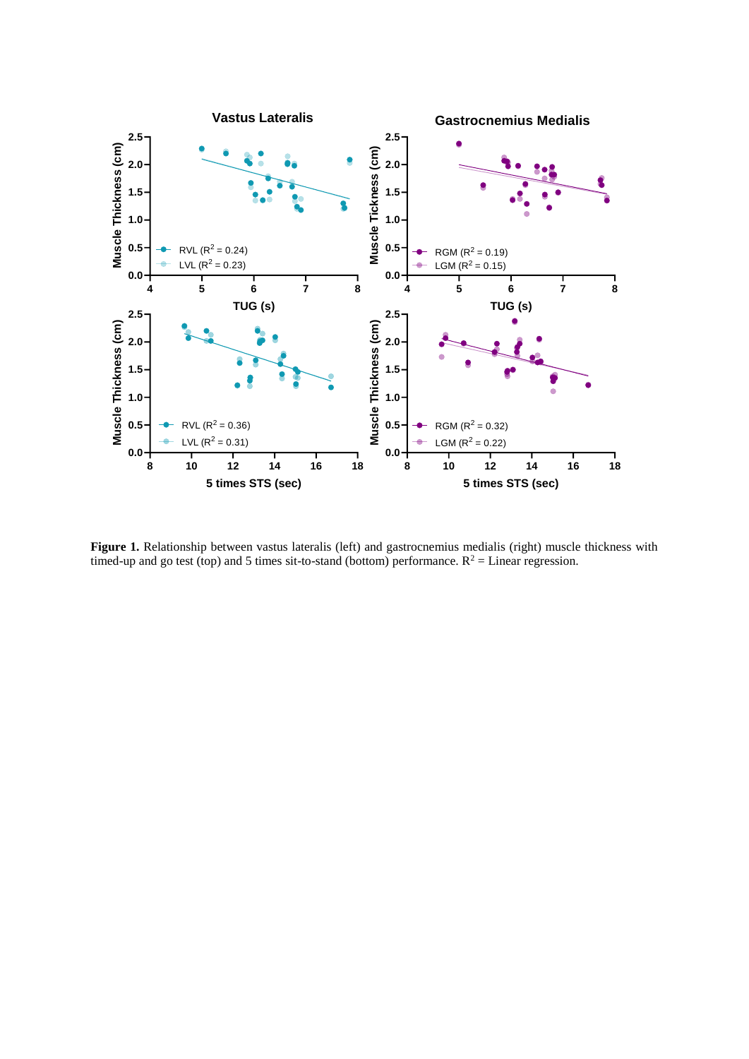**Figure 1.** Relationship between vastus lateralis (left) and gastrocnemius medialis (right) muscle thickness with timed-up and go test (top) and 5 times sit-to-stand (bottom) performance. $R^2$ = Linear regression.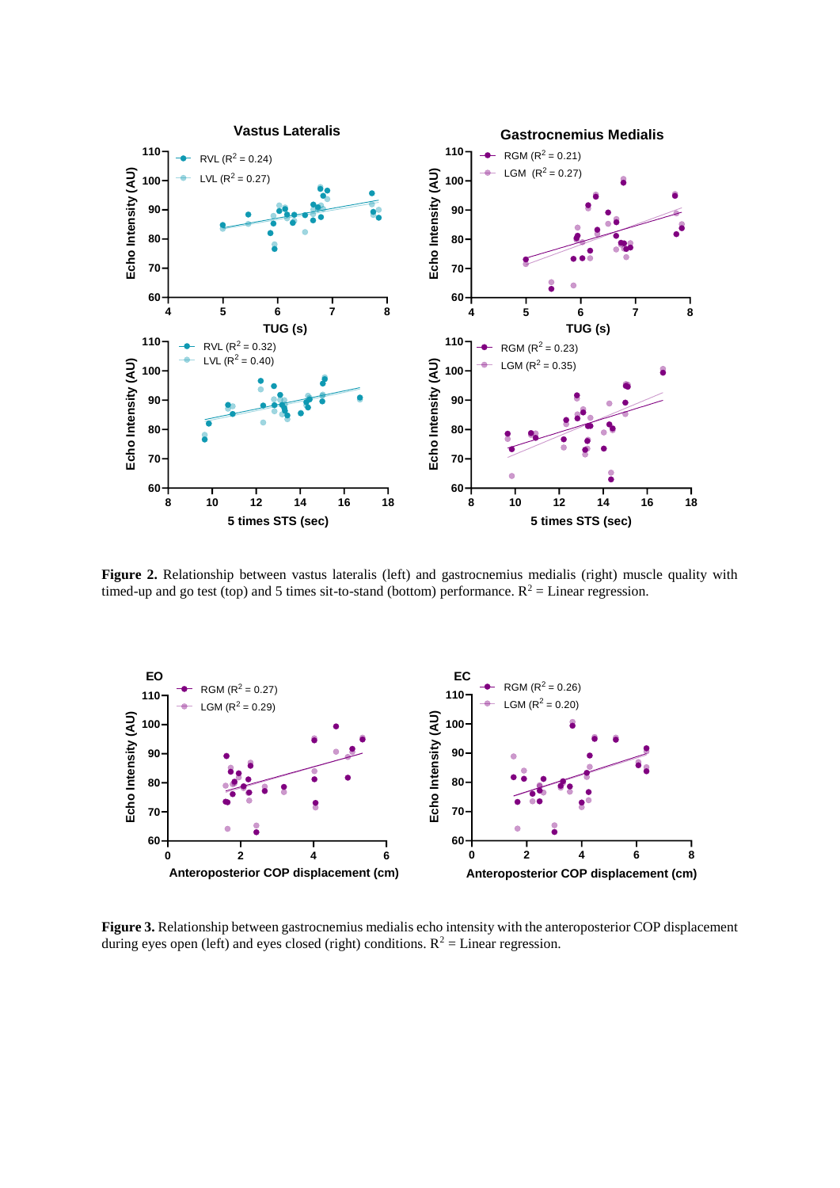Vastus Lateralis

RVL ($R^2$ = 0.24)
LVL ($R^2$ = 0.27)

Echo Intensity (AU)

110
100
90
80
70
60

4 5 6 7 8

TUG (s)

Gastrocnemius Medialis

RGM ($R^2$ = 0.21)
LGM ($R^2$ = 0.27)

Echo Intensity (AU)

110
100
90
80
70
60

4 5 6 7 8

TUG (s)

RVL ($R^2$ = 0.32)
LVL ($R^2$ = 0.40)

Echo Intensity (AU)

110
100
90
80
70
60

8 10 12 14 16 18

5 times STS (sec)

RGM ($R^2$ = 0.23)
LGM ($R^2$ = 0.35)

Echo Intensity (AU)

110
100
90
80
70
60

8 10 12 14 16 18

5 times STS (sec)

**Figure 2.** Relationship between vastus lateralis (left) and gastrocnemius medialis (right) muscle quality with timed-up and go test (top) and 5 times sit-to-stand (bottom) performance. $R^2$ = Linear regression.

EO

RGM ($R^2$ = 0.27)
LGM ($R^2$ = 0.29)

Echo Intensity (AU)

110
100
90
80
70
60

0 2 4 6

Anteroposterior COP displacement (cm)

EC

RGM ($R^2$ = 0.26)
LGM ($R^2$ = 0.20)

Echo Intensity (AU)

110
100
90
80
70
60

0 2 4 6 8

Anteroposterior COP displacement (cm)

**Figure 3.** Relationship between gastrocnemius medialis echo intensity with the anteroposterior COP displacement during eyes open (left) and eyes closed (right) conditions. $R^2$ = Linear regression.